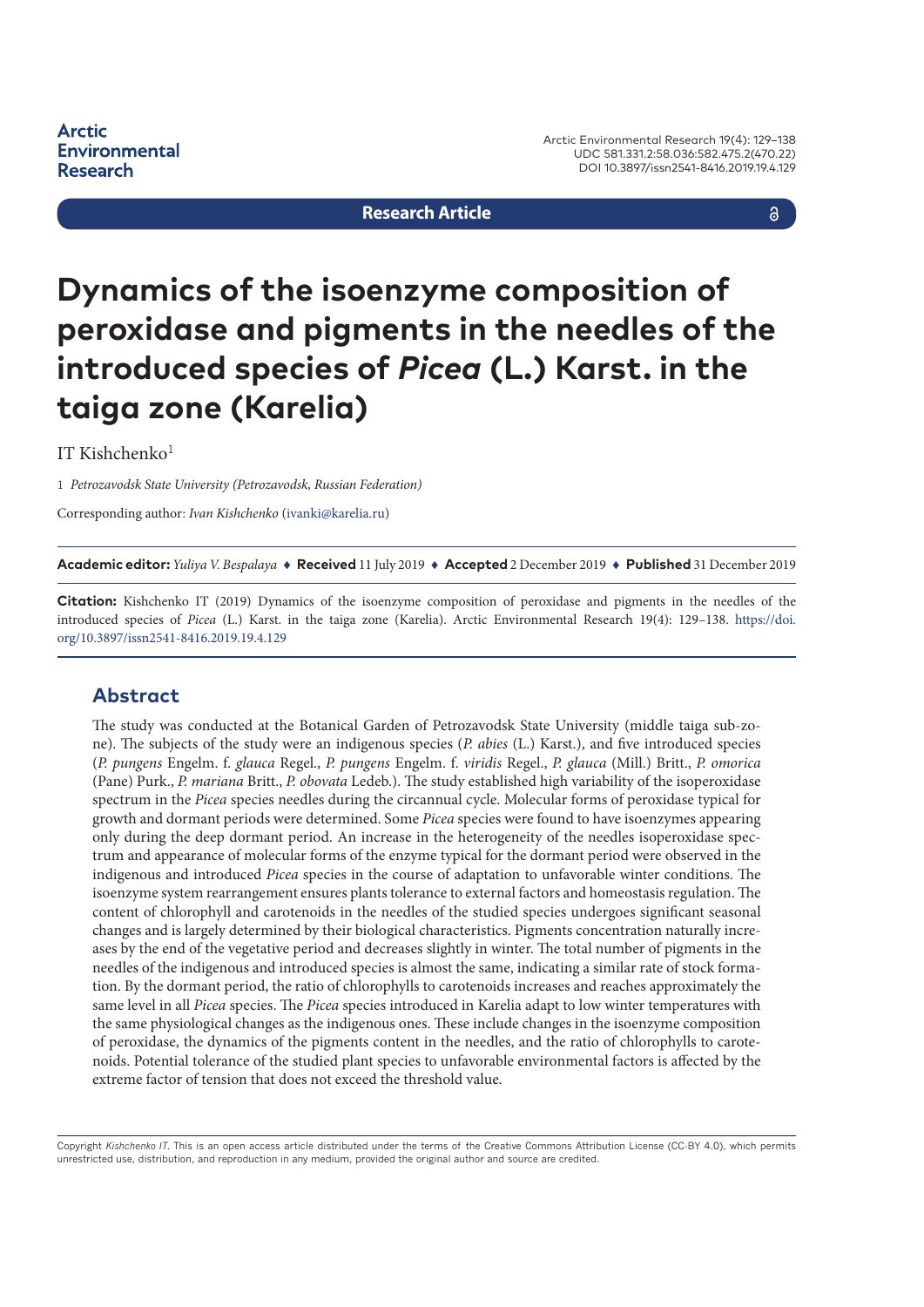Arctic Environmental Research

Research Article

# Dynamics of the isoenzyme composition of peroxidase and pigments in the needles of the introduced species of *Picea* (L.) Karst. in the taiga zone (Karelia)

IT Kishchenko[1]

1 *Petrozavodsk State University (Petrozavodsk, Russian Federation)*

Corresponding author: *Ivan Kishchenko* (ivanki@karelia.ru)

**Academic editor:** *Yuliya V. Bespalaya* ♦ **Received** 11 July 2019 ♦ **Accepted** 2 December 2019 ♦ **Published** 31 December 2019

**Citation:** Kishchenko IT (2019) Dynamics of the isoenzyme composition of peroxidase and pigments in the needles of the introduced species of *Picea* (L.) Karst. in the taiga zone (Karelia). Arctic Environmental Research 19(4): 129–138. https://doi.org/10.3897/issn2541-8416.2019.19.4.129

## Abstract

The study was conducted at the Botanical Garden of Petrozavodsk State University (middle taiga subzone). The subjects of the study were an indigenous species (*P. abies* (L.) Karst.), and five introduced species (*P. pungens* Engelm. f. *glauca* Regel., *P. pungens* Engelm. f. *viridis* Regel., *P. glauca* (Mill.) Britt., *P. omorica* (Pane) Purk., *P. mariana* Britt., *P. obovata* Ledeb.). The study established high variability of the isoperoxidase spectrum in the *Picea* species needles during the circannual cycle. Molecular forms of peroxidase typical for growth and dormant periods were determined. Some *Picea* species were found to have isoenzymes appearing only during the deep dormant period. An increase in the heterogeneity of the needles isoperoxidase spectrum and appearance of molecular forms of the enzyme typical for the dormant period were observed in the indigenous and introduced *Picea* species in the course of adaptation to unfavorable winter conditions. The isoenzyme system rearrangement ensures plants tolerance to external factors and homeostasis regulation. The content of chlorophyll and carotenoids in the needles of the studied species undergoes significant seasonal changes and is largely determined by their biological characteristics. Pigments concentration naturally increases by the end of the vegetative period and decreases slightly in winter. The total number of pigments in the needles of the indigenous and introduced species is almost the same, indicating a similar rate of stock formation. By the dormant period, the ratio of chlorophylls to carotenoids increases and reaches approximately the same level in all *Picea* species. The *Picea* species introduced in Karelia adapt to low winter temperatures with the same physiological changes as the indigenous ones. These include changes in the isoenzyme composition of peroxidase, the dynamics of the pigments content in the needles, and the ratio of chlorophylls to carotenoids. Potential tolerance of the studied plant species to unfavorable environmental factors is affected by the extreme factor of tension that does not exceed the threshold value.

Copyright *Kishchenko IT*. This is an open access article distributed under the terms of the Creative Commons Attribution License (CC-BY 4.0), which permits unrestricted use, distribution, and reproduction in any medium, provided the original author and source are credited.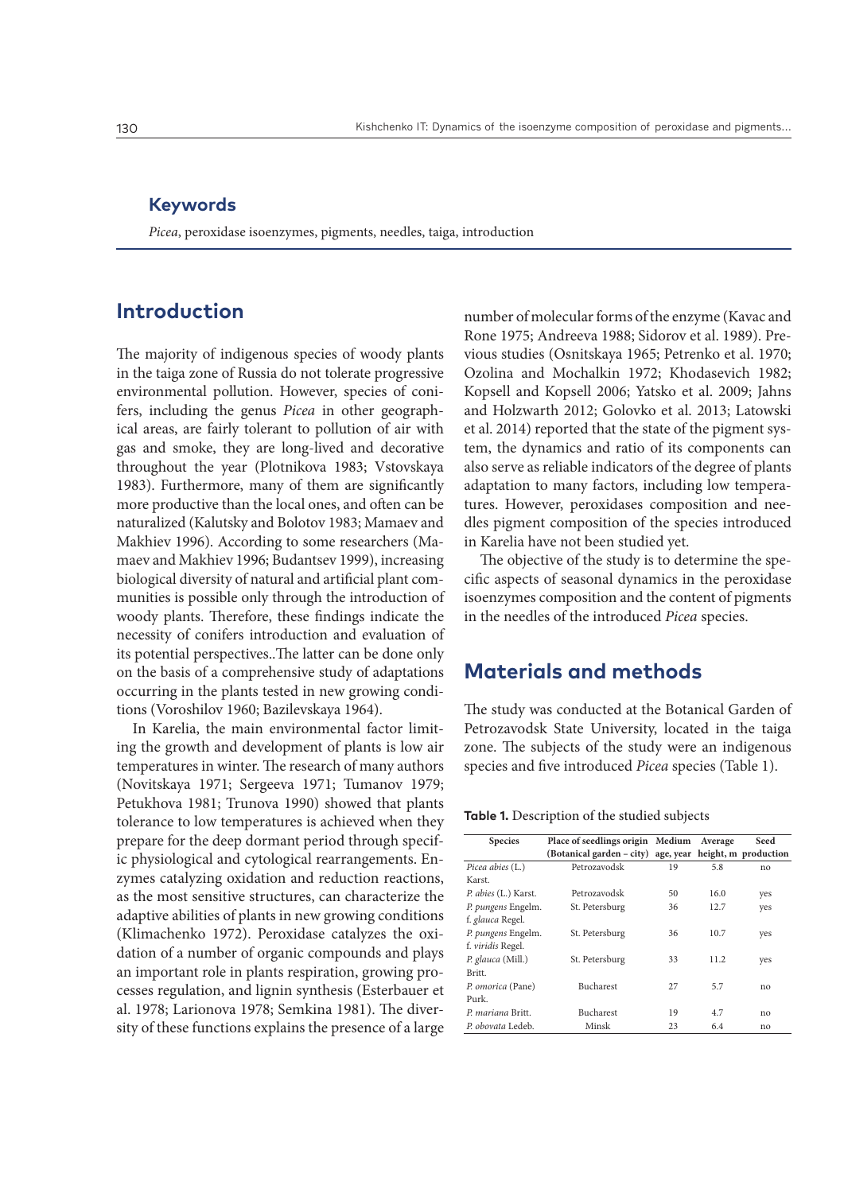## Keywords

*Picea*, peroxidase isoenzymes, pigments, needles, taiga, introduction

## Introduction

The majority of indigenous species of woody plants in the taiga zone of Russia do not tolerate progressive environmental pollution. However, species of conifers, including the genus *Picea* in other geographical areas, are fairly tolerant to pollution of air with gas and smoke, they are long-lived and decorative throughout the year (Plotnikova 1983; Vstovskaya 1983). Furthermore, many of them are significantly more productive than the local ones, and often can be naturalized (Kalutsky and Bolotov 1983; Mamaev and Makhiev 1996). According to some researchers (Mamaev and Makhiev 1996; Budantsev 1999), increasing biological diversity of natural and artificial plant communities is possible only through the introduction of woody plants. Therefore, these findings indicate the necessity of conifers introduction and evaluation of its potential perspectives..The latter can be done only on the basis of a comprehensive study of adaptations occurring in the plants tested in new growing conditions (Voroshilov 1960; Bazilevskaya 1964).

In Karelia, the main environmental factor limiting the growth and development of plants is low air temperatures in winter. The research of many authors (Novitskaya 1971; Sergeeva 1971; Tumanov 1979; Petukhova 1981; Trunova 1990) showed that plants tolerance to low temperatures is achieved when they prepare for the deep dormant period through specific physiological and cytological rearrangements. Enzymes catalyzing oxidation and reduction reactions, as the most sensitive structures, can characterize the adaptive abilities of plants in new growing conditions (Klimachenko 1972). Peroxidase catalyzes the oxidation of a number of organic compounds and plays an important role in plants respiration, growing processes regulation, and lignin synthesis (Esterbauer et al. 1978; Larionova 1978; Semkina 1981). The diversity of these functions explains the presence of a large number of molecular forms of the enzyme (Kavac and Rone 1975; Andreeva 1988; Sidorov et al. 1989). Previous studies (Osnitskaya 1965; Petrenko et al. 1970; Ozolina and Mochalkin 1972; Khodasevich 1982; Kopsell and Kopsell 2006; Yatsko et al. 2009; Jahns and Holzwarth 2012; Golovko et al. 2013; Latowski et al. 2014) reported that the state of the pigment system, the dynamics and ratio of its components can also serve as reliable indicators of the degree of plants adaptation to many factors, including low temperatures. However, peroxidases composition and needles pigment composition of the species introduced in Karelia have not been studied yet.

The objective of the study is to determine the specific aspects of seasonal dynamics in the peroxidase isoenzymes composition and the content of pigments in the needles of the introduced *Picea* species.

## Materials and methods

The study was conducted at the Botanical Garden of Petrozavodsk State University, located in the taiga zone. The subjects of the study were an indigenous species and five introduced *Picea* species (Table 1).

**Table 1.** Description of the studied subjects

| Species | Place of seedlings origin (Botanical garden – city) | Medium age, year | Average height, m | Seed production |
|---|---|---|---|---|
| *Picea abies* (L.) Karst. | Petrozavodsk | 19 | 5.8 | no |
| *P. abies* (L.) Karst. | Petrozavodsk | 50 | 16.0 | yes |
| *P. pungens* Engelm. f. *glauca* Regel. | St. Petersburg | 36 | 12.7 | yes |
| *P. pungens* Engelm. f. *viridis* Regel. | St. Petersburg | 36 | 10.7 | yes |
| *P. glauca* (Mill.) Britt. | St. Petersburg | 33 | 11.2 | yes |
| *P. omorica* (Pane) Purk. | Bucharest | 27 | 5.7 | no |
| *P. mariana* Britt. | Bucharest | 19 | 4.7 | no |
| *P. obovata* Ledeb. | Minsk | 23 | 6.4 | no |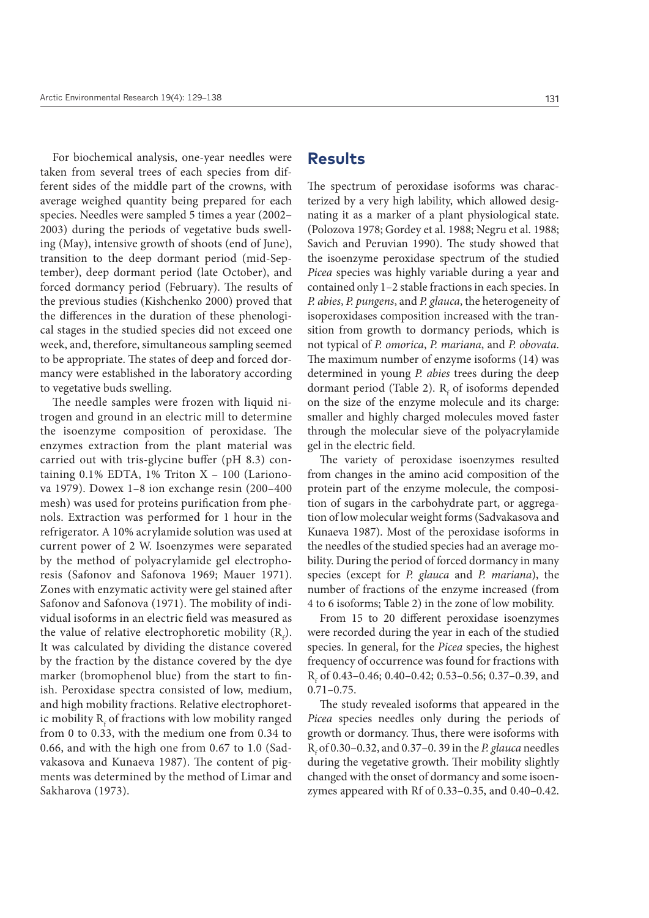For biochemical analysis, one-year needles were taken from several trees of each species from different sides of the middle part of the crowns, with average weighed quantity being prepared for each species. Needles were sampled 5 times a year (2002–2003) during the periods of vegetative buds swelling (May), intensive growth of shoots (end of June), transition to the deep dormant period (mid-September), deep dormant period (late October), and forced dormancy period (February). The results of the previous studies (Kishchenko 2000) proved that the differences in the duration of these phenological stages in the studied species did not exceed one week, and, therefore, simultaneous sampling seemed to be appropriate. The states of deep and forced dormancy were established in the laboratory according to vegetative buds swelling.

The needle samples were frozen with liquid nitrogen and ground in an electric mill to determine the isoenzyme composition of peroxidase. The enzymes extraction from the plant material was carried out with tris-glycine buffer (pH 8.3) containing 0.1% EDTA, 1% Triton X – 100 (Larionova 1979). Dowex 1–8 ion exchange resin (200–400 mesh) was used for proteins purification from phenols. Extraction was performed for 1 hour in the refrigerator. A 10% acrylamide solution was used at current power of 2 W. Isoenzymes were separated by the method of polyacrylamide gel electrophoresis (Safonov and Safonova 1969; Mauer 1971). Zones with enzymatic activity were gel stained after Safonov and Safonova (1971). The mobility of individual isoforms in an electric field was measured as the value of relative electrophoretic mobility ($R_f$). It was calculated by dividing the distance covered by the fraction by the distance covered by the dye marker (bromophenol blue) from the start to finish. Peroxidase spectra consisted of low, medium, and high mobility fractions. Relative electrophoretic mobility $R_f$ of fractions with low mobility ranged from 0 to 0.33, with the medium one from 0.34 to 0.66, and with the high one from 0.67 to 1.0 (Sadvakasova and Kunaeva 1987). The content of pigments was determined by the method of Limar and Sakharova (1973).

## Results

The spectrum of peroxidase isoforms was characterized by a very high lability, which allowed designating it as a marker of a plant physiological state. (Polozova 1978; Gordey et al. 1988; Negru et al. 1988; Savich and Peruvian 1990). The study showed that the isoenzyme peroxidase spectrum of the studied *Picea* species was highly variable during a year and contained only 1–2 stable fractions in each species. In *P. abies*, *P. pungens*, and *P. glauca*, the heterogeneity of isoperoxidases composition increased with the transition from growth to dormancy periods, which is not typical of *P. omorica*, *P. mariana*, and *P. obovata*. The maximum number of enzyme isoforms (14) was determined in young *P. abies* trees during the deep dormant period (Table 2). $R_f$ of isoforms depended on the size of the enzyme molecule and its charge: smaller and highly charged molecules moved faster through the molecular sieve of the polyacrylamide gel in the electric field.

The variety of peroxidase isoenzymes resulted from changes in the amino acid composition of the protein part of the enzyme molecule, the composition of sugars in the carbohydrate part, or aggregation of low molecular weight forms (Sadvakasova and Kunaeva 1987). Most of the peroxidase isoforms in the needles of the studied species had an average mobility. During the period of forced dormancy in many species (except for *P. glauca* and *P. mariana*), the number of fractions of the enzyme increased (from 4 to 6 isoforms; Table 2) in the zone of low mobility.

From 15 to 20 different peroxidase isoenzymes were recorded during the year in each of the studied species. In general, for the *Picea* species, the highest frequency of occurrence was found for fractions with $R_f$ of 0.43–0.46; 0.40–0.42; 0.53–0.56; 0.37–0.39, and 0.71–0.75.

The study revealed isoforms that appeared in the *Picea* species needles only during the periods of growth or dormancy. Thus, there were isoforms with $R_f$ of 0.30–0.32, and 0.37–0. 39 in the *P. glauca* needles during the vegetative growth. Their mobility slightly changed with the onset of dormancy and some isoenzymes appeared with Rf of 0.33–0.35, and 0.40–0.42.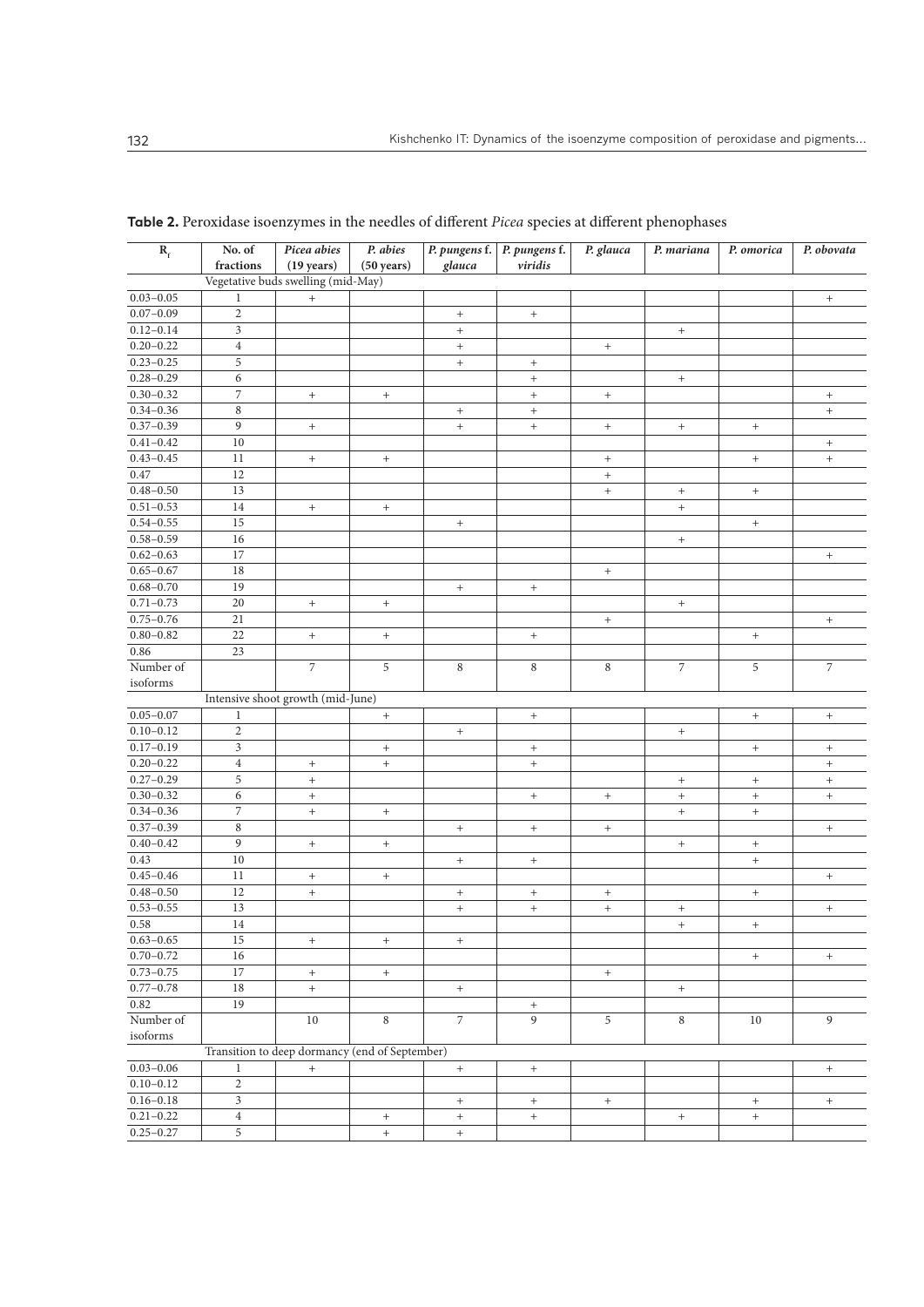**Table 2.** Peroxidase isoenzymes in the needles of different *Picea* species at different phenophases

| $R_f$ | No. of fractions | *Picea abies* (19 years) | *P. abies* (50 years) | *P. pungens* f. *glauca* | *P. pungens* f. *viridis* | *P. glauca* | *P. mariana* | *P. omorica* | *P. obovata* |
|---|---|---|---|---|---|---|---|---|---|
| | Vegetative buds swelling (mid-May) | | | | | | | | |
| 0.03–0.05 | 1 | + | | | | | | | + |
| 0.07–0.09 | 2 | | | + | + | | | | |
| 0.12–0.14 | 3 | | | + | | | + | | |
| 0.20–0.22 | 4 | | | + | | + | | | |
| 0.23–0.25 | 5 | | | + | + | | | | |
| 0.28–0.29 | 6 | | | | + | | + | | |
| 0.30–0.32 | 7 | + | + | | + | + | | | + |
| 0.34–0.36 | 8 | | | + | + | | | | + |
| 0.37–0.39 | 9 | + | | + | + | + | + | + | |
| 0.41–0.42 | 10 | | | | | | | | + |
| 0.43–0.45 | 11 | + | + | | | + | | + | + |
| 0.47 | 12 | | | | | + | | | |
| 0.48–0.50 | 13 | | | | | + | + | + | |
| 0.51–0.53 | 14 | + | + | | | | + | | |
| 0.54–0.55 | 15 | | | + | | | | + | |
| 0.58–0.59 | 16 | | | | | | + | | |
| 0.62–0.63 | 17 | | | | | | | | + |
| 0.65–0.67 | 18 | | | | | + | | | |
| 0.68–0.70 | 19 | | | + | + | | | | |
| 0.71–0.73 | 20 | + | + | | | | + | | |
| 0.75–0.76 | 21 | | | | | + | | | + |
| 0.80–0.82 | 22 | + | + | | + | | | + | |
| 0.86 | 23 | | | | | | | | |
| Number of isoforms | | 7 | 5 | 8 | 8 | 8 | 7 | 5 | 7 |
| | Intensive shoot growth (mid-June) | | | | | | | | |
| 0.05–0.07 | 1 | | + | | + | | | + | + |
| 0.10–0.12 | 2 | | | + | | | + | | |
| 0.17–0.19 | 3 | | + | | + | | | + | + |
| 0.20–0.22 | 4 | + | + | | + | | | | + |
| 0.27–0.29 | 5 | + | | | | | + | + | + |
| 0.30–0.32 | 6 | + | | | + | + | + | + | + |
| 0.34–0.36 | 7 | + | + | | | | + | + | |
| 0.37–0.39 | 8 | | | + | + | + | | | + |
| 0.40–0.42 | 9 | + | + | | | | + | + | |
| 0.43 | 10 | | | + | + | | | + | |
| 0.45–0.46 | 11 | + | + | | | | | | + |
| 0.48–0.50 | 12 | + | | + | + | + | | + | |
| 0.53–0.55 | 13 | | | + | + | + | + | | + |
| 0.58 | 14 | | | | | | + | + | |
| 0.63–0.65 | 15 | + | + | + | | | | | |
| 0.70–0.72 | 16 | | | | | | | + | + |
| 0.73–0.75 | 17 | + | + | | | + | | | |
| 0.77–0.78 | 18 | + | | + | | | + | | |
| 0.82 | 19 | | | | + | | | | |
| Number of isoforms | | 10 | 8 | 7 | 9 | 5 | 8 | 10 | 9 |
| | Transition to deep dormancy (end of September) | | | | | | | | |
| 0.03–0.06 | 1 | + | | + | + | | | | + |
| 0.10–0.12 | 2 | | | | | | | | |
| 0.16–0.18 | 3 | | | + | + | + | | + | + |
| 0.21–0.22 | 4 | | + | + | + | | + | + | |
| 0.25–0.27 | 5 | | + | + | | | | | |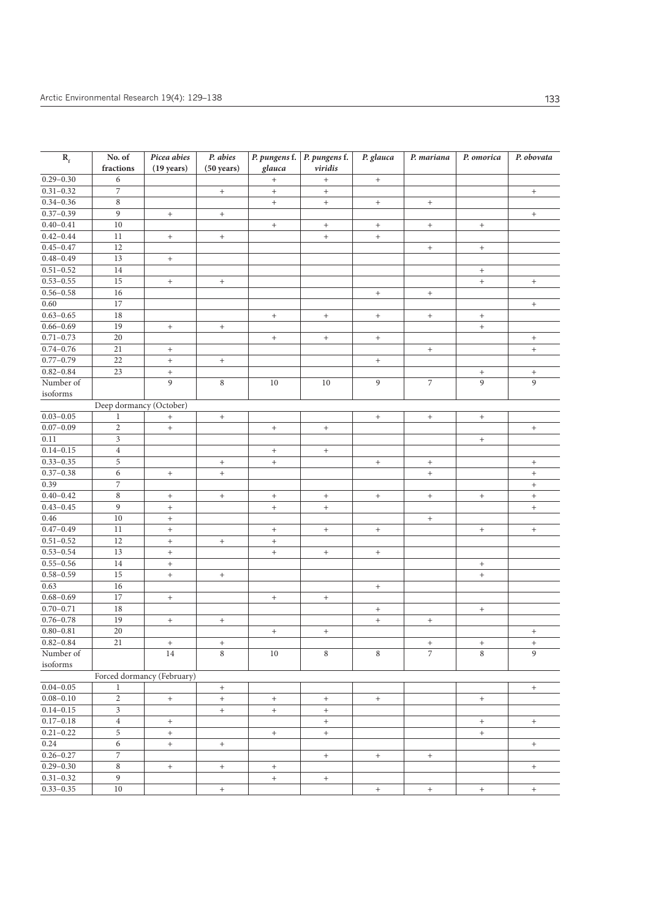| $R_f$ | No. of fractions | *Picea abies* (19 years) | *P. abies* (50 years) | *P. pungens* f. *glauca* | *P. pungens* f. *viridis* | *P. glauca* | *P. mariana* | *P. omorica* | *P. obovata* |
|---|---|---|---|---|---|---|---|---|---|
| 0.29–0.30 | 6 | | | + | + | + | | | |
| 0.31–0.32 | 7 | | + | + | + | | | | + |
| 0.34–0.36 | 8 | | | + | + | + | + | | |
| 0.37–0.39 | 9 | + | + | | | | | | + |
| 0.40–0.41 | 10 | | | + | + | + | + | + | |
| 0.42–0.44 | 11 | + | + | | + | + | | | |
| 0.45–0.47 | 12 | | | | | | + | + | |
| 0.48–0.49 | 13 | + | | | | | | | |
| 0.51–0.52 | 14 | | | | | | | + | |
| 0.53–0.55 | 15 | + | + | | | | | + | + |
| 0.56–0.58 | 16 | | | | | + | + | | |
| 0.60 | 17 | | | | | | | | + |
| 0.63–0.65 | 18 | | | + | + | + | + | + | |
| 0.66–0.69 | 19 | + | + | | | | | + | |
| 0.71–0.73 | 20 | | | + | + | + | | | + |
| 0.74–0.76 | 21 | + | | | | | + | | + |
| 0.77–0.79 | 22 | + | + | | | + | | | |
| 0.82–0.84 | 23 | + | | | | | | + | + |
| Number of isoforms | | 9 | 8 | 10 | 10 | 9 | 7 | 9 | 9 |
| | Deep dormancy (October) | | | | | | | | |
| 0.03–0.05 | 1 | + | + | | | + | + | + | |
| 0.07–0.09 | 2 | + | | + | + | | | | + |
| 0.11 | 3 | | | | | | | + | |
| 0.14–0.15 | 4 | | | + | + | | | | |
| 0.33–0.35 | 5 | | + | + | | + | + | | + |
| 0.37–0.38 | 6 | + | + | | | | + | | + |
| 0.39 | 7 | | | | | | | | + |
| 0.40–0.42 | 8 | + | + | + | + | + | + | + | + |
| 0.43–0.45 | 9 | + | | + | + | | | | + |
| 0.46 | 10 | + | | | | | + | | |
| 0.47–0.49 | 11 | + | | + | + | + | | + | + |
| 0.51–0.52 | 12 | + | + | + | | | | | |
| 0.53–0.54 | 13 | + | | + | + | + | | | |
| 0.55–0.56 | 14 | + | | | | | | + | |
| 0.58–0.59 | 15 | + | + | | | | | + | |
| 0.63 | 16 | | | | | + | | | |
| 0.68–0.69 | 17 | + | | + | + | | | | |
| 0.70–0.71 | 18 | | | | | + | | + | |
| 0.76–0.78 | 19 | + | + | | | + | + | | |
| 0.80–0.81 | 20 | | | + | + | | | | + |
| 0.82–0.84 | 21 | + | + | | | | + | + | + |
| Number of isoforms | | 14 | 8 | 10 | 8 | 8 | 7 | 8 | 9 |
| | Forced dormancy (February) | | | | | | | | |
| 0.04–0.05 | 1 | | + | | | | | | + |
| 0.08–0.10 | 2 | + | + | + | + | + | | + | |
| 0.14–0.15 | 3 | | + | + | + | | | | |
| 0.17–0.18 | 4 | + | | | + | | | + | + |
| 0.21–0.22 | 5 | + | | + | + | | | + | |
| 0.24 | 6 | + | + | | | | | | + |
| 0.26–0.27 | 7 | | | | + | + | + | | |
| 0.29–0.30 | 8 | + | + | + | | | | | + |
| 0.31–0.32 | 9 | | | + | + | | | | |
| 0.33–0.35 | 10 | | + | | | + | + | + | + |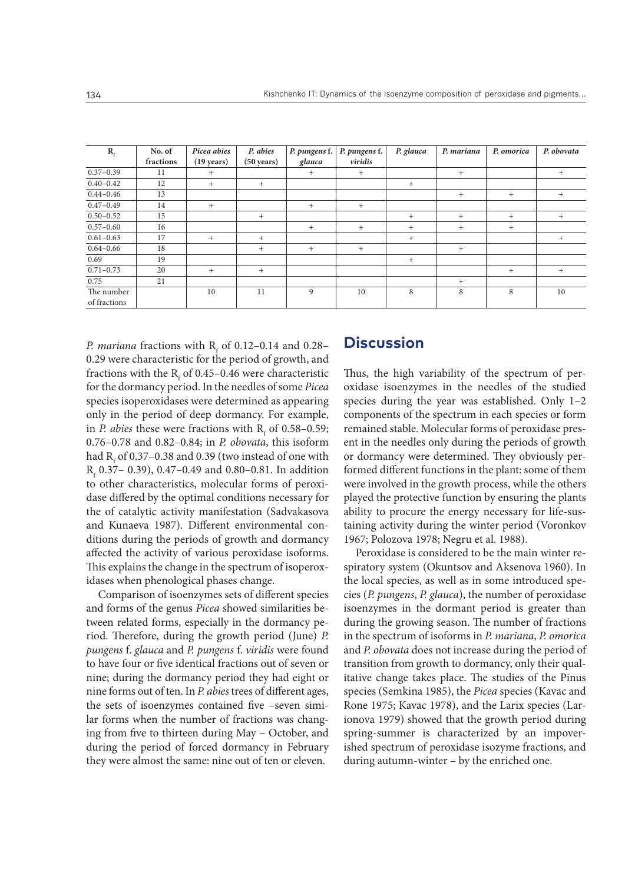| $R_f$ | No. of fractions | *Picea abies* (19 years) | *P. abies* (50 years) | *P. pungens* f. *glauca* | *P. pungens* f. *viridis* | *P. glauca* | *P. mariana* | *P. omorica* | *P. obovata* |
|---|---|---|---|---|---|---|---|---|---|
| 0.37–0.39 | 11 | + | | + | + | | + | | + |
| 0.40–0.42 | 12 | + | + | | | + | | | |
| 0.44–0.46 | 13 | | | | | | + | + | + |
| 0.47–0.49 | 14 | + | | + | + | | | | |
| 0.50–0.52 | 15 | | + | | | + | + | + | + |
| 0.57–0.60 | 16 | | | + | + | + | + | + | |
| 0.61–0.63 | 17 | + | + | | | + | | | + |
| 0.64–0.66 | 18 | | + | + | + | | + | | |
| 0.69 | 19 | | | | | + | | | |
| 0.71–0.73 | 20 | + | + | | | | | + | + |
| 0.75 | 21 | | | | | | + | | |
| The number of fractions | | 10 | 11 | 9 | 10 | 8 | 8 | 8 | 10 |

*P. mariana* fractions with $R_f$ of 0.12–0.14 and 0.28–0.29 were characteristic for the period of growth, and fractions with the $R_f$ of 0.45–0.46 were characteristic for the dormancy period. In the needles of some *Picea* species isoperoxidases were determined as appearing only in the period of deep dormancy. For example, in *P. abies* these were fractions with $R_f$ of 0.58–0.59; 0.76–0.78 and 0.82–0.84; in *P. obovata*, this isoform had $R_f$ of 0.37–0.38 and 0.39 (two instead of one with $R_f$ 0.37– 0.39), 0.47–0.49 and 0.80–0.81. In addition to other characteristics, molecular forms of peroxidase differed by the optimal conditions necessary for the of catalytic activity manifestation (Sadvakasova and Kunaeva 1987). Different environmental conditions during the periods of growth and dormancy affected the activity of various peroxidase isoforms. This explains the change in the spectrum of isoperoxidases when phenological phases change.

Comparison of isoenzymes sets of different species and forms of the genus *Picea* showed similarities between related forms, especially in the dormancy period. Therefore, during the growth period (June) *P. pungens* f. *glauca* and *P. pungens* f. *viridis* were found to have four or five identical fractions out of seven or nine; during the dormancy period they had eight or nine forms out of ten. In *P. abies* trees of different ages, the sets of isoenzymes contained five –seven similar forms when the number of fractions was changing from five to thirteen during May – October, and during the period of forced dormancy in February they were almost the same: nine out of ten or eleven.

## Discussion

Thus, the high variability of the spectrum of peroxidase isoenzymes in the needles of the studied species during the year was established. Only 1–2 components of the spectrum in each species or form remained stable. Molecular forms of peroxidase present in the needles only during the periods of growth or dormancy were determined. They obviously performed different functions in the plant: some of them were involved in the growth process, while the others played the protective function by ensuring the plants ability to procure the energy necessary for life-sustaining activity during the winter period (Voronkov 1967; Polozova 1978; Negru et al. 1988).

Peroxidase is considered to be the main winter respiratory system (Okuntsov and Aksenova 1960). In the local species, as well as in some introduced species (*P. pungens*, *P. glauca*), the number of peroxidase isoenzymes in the dormant period is greater than during the growing season. The number of fractions in the spectrum of isoforms in *P. mariana*, *P. omorica* and *P. obovata* does not increase during the period of transition from growth to dormancy, only their qualitative change takes place. The studies of the Pinus species (Semkina 1985), the *Picea* species (Kavac and Rone 1975; Kavac 1978), and the Larix species (Larionova 1979) showed that the growth period during spring-summer is characterized by an impoverished spectrum of peroxidase isozyme fractions, and during autumn-winter – by the enriched one.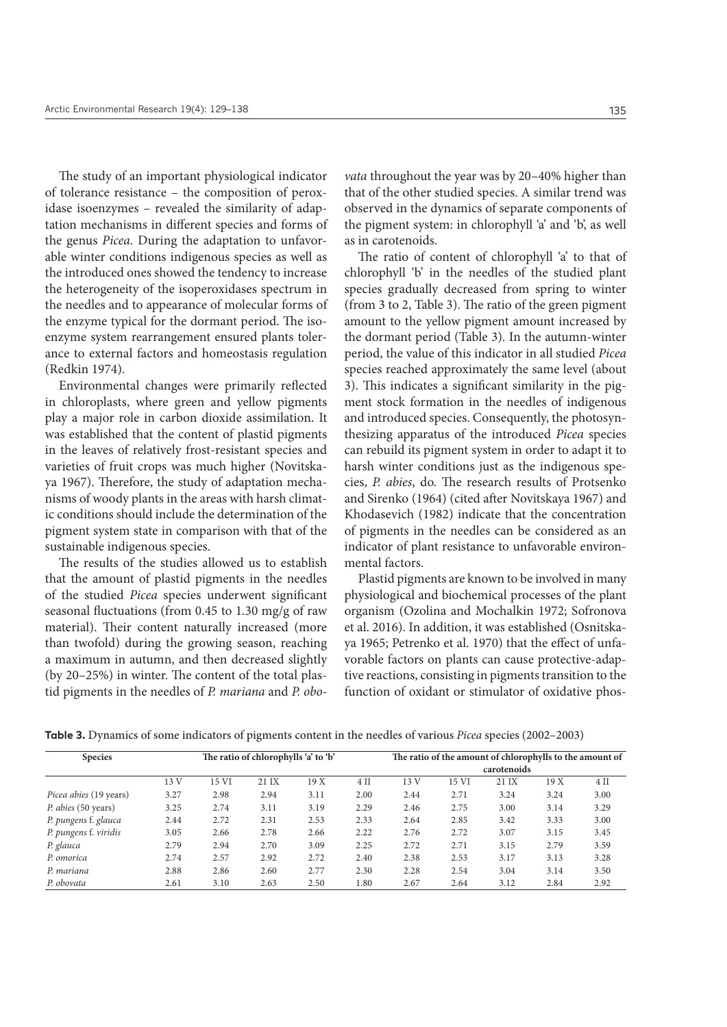The study of an important physiological indicator of tolerance resistance – the composition of peroxidase isoenzymes – revealed the similarity of adaptation mechanisms in different species and forms of the genus *Picea*. During the adaptation to unfavorable winter conditions indigenous species as well as the introduced ones showed the tendency to increase the heterogeneity of the isoperoxidases spectrum in the needles and to appearance of molecular forms of the enzyme typical for the dormant period. The isoenzyme system rearrangement ensured plants tolerance to external factors and homeostasis regulation (Redkin 1974).

Environmental changes were primarily reflected in chloroplasts, where green and yellow pigments play a major role in carbon dioxide assimilation. It was established that the content of plastid pigments in the leaves of relatively frost-resistant species and varieties of fruit crops was much higher (Novitskaya 1967). Therefore, the study of adaptation mechanisms of woody plants in the areas with harsh climatic conditions should include the determination of the pigment system state in comparison with that of the sustainable indigenous species.

The results of the studies allowed us to establish that the amount of plastid pigments in the needles of the studied *Picea* species underwent significant seasonal fluctuations (from 0.45 to 1.30 mg/g of raw material). Their content naturally increased (more than twofold) during the growing season, reaching a maximum in autumn, and then decreased slightly (by 20–25%) in winter. The content of the total plastid pigments in the needles of *P. mariana* and *P. obovata* throughout the year was by 20–40% higher than that of the other studied species. A similar trend was observed in the dynamics of separate components of the pigment system: in chlorophyll 'a' and 'b', as well as in carotenoids.

The ratio of content of chlorophyll 'a' to that of chlorophyll 'b' in the needles of the studied plant species gradually decreased from spring to winter (from 3 to 2, Table 3). The ratio of the green pigment amount to the yellow pigment amount increased by the dormant period (Table 3). In the autumn-winter period, the value of this indicator in all studied *Picea* species reached approximately the same level (about 3). This indicates a significant similarity in the pigment stock formation in the needles of indigenous and introduced species. Consequently, the photosynthesizing apparatus of the introduced *Picea* species can rebuild its pigment system in order to adapt it to harsh winter conditions just as the indigenous species, *P. abies*, do. The research results of Protsenko and Sirenko (1964) (cited after Novitskaya 1967) and Khodasevich (1982) indicate that the concentration of pigments in the needles can be considered as an indicator of plant resistance to unfavorable environmental factors.

Plastid pigments are known to be involved in many physiological and biochemical processes of the plant organism (Ozolina and Mochalkin 1972; Sofronova et al. 2016). In addition, it was established (Osnitskaya 1965; Petrenko et al. 1970) that the effect of unfavorable factors on plants can cause protective-adaptive reactions, consisting in pigments transition to the function of oxidant or stimulator of oxidative phos-

**Table 3.** Dynamics of some indicators of pigments content in the needles of various *Picea* species (2002–2003)

| Species | The ratio of chlorophylls 'a' to 'b' | | | | | The ratio of the amount of chlorophylls to the amount of carotenoids | | | | |
|---|---|---|---|---|---|---|---|---|---|---|
| | 13 V | 15 VI | 21 IX | 19 X | 4 II | 13 V | 15 VI | 21 IX | 19 X | 4 II |
| *Picea abies* (19 years) | 3.27 | 2.98 | 2.94 | 3.11 | 2.00 | 2.44 | 2.71 | 3.24 | 3.24 | 3.00 |
| *P. abies* (50 years) | 3.25 | 2.74 | 3.11 | 3.19 | 2.29 | 2.46 | 2.75 | 3.00 | 3.14 | 3.29 |
| *P. pungens* f. *glauca* | 2.44 | 2.72 | 2.31 | 2.53 | 2.33 | 2.64 | 2.85 | 3.42 | 3.33 | 3.00 |
| *P. pungens* f. *viridis* | 3.05 | 2.66 | 2.78 | 2.66 | 2.22 | 2.76 | 2.72 | 3.07 | 3.15 | 3.45 |
| *P. glauca* | 2.79 | 2.94 | 2.70 | 3.09 | 2.25 | 2.72 | 2.71 | 3.15 | 2.79 | 3.59 |
| *P. omorica* | 2.74 | 2.57 | 2.92 | 2.72 | 2.40 | 2.38 | 2.53 | 3.17 | 3.13 | 3.28 |
| *P. mariana* | 2.88 | 2.86 | 2.60 | 2.77 | 2.30 | 2.28 | 2.54 | 3.04 | 3.14 | 3.50 |
| *P. obovata* | 2.61 | 3.10 | 2.63 | 2.50 | 1.80 | 2.67 | 2.64 | 3.12 | 2.84 | 2.92 |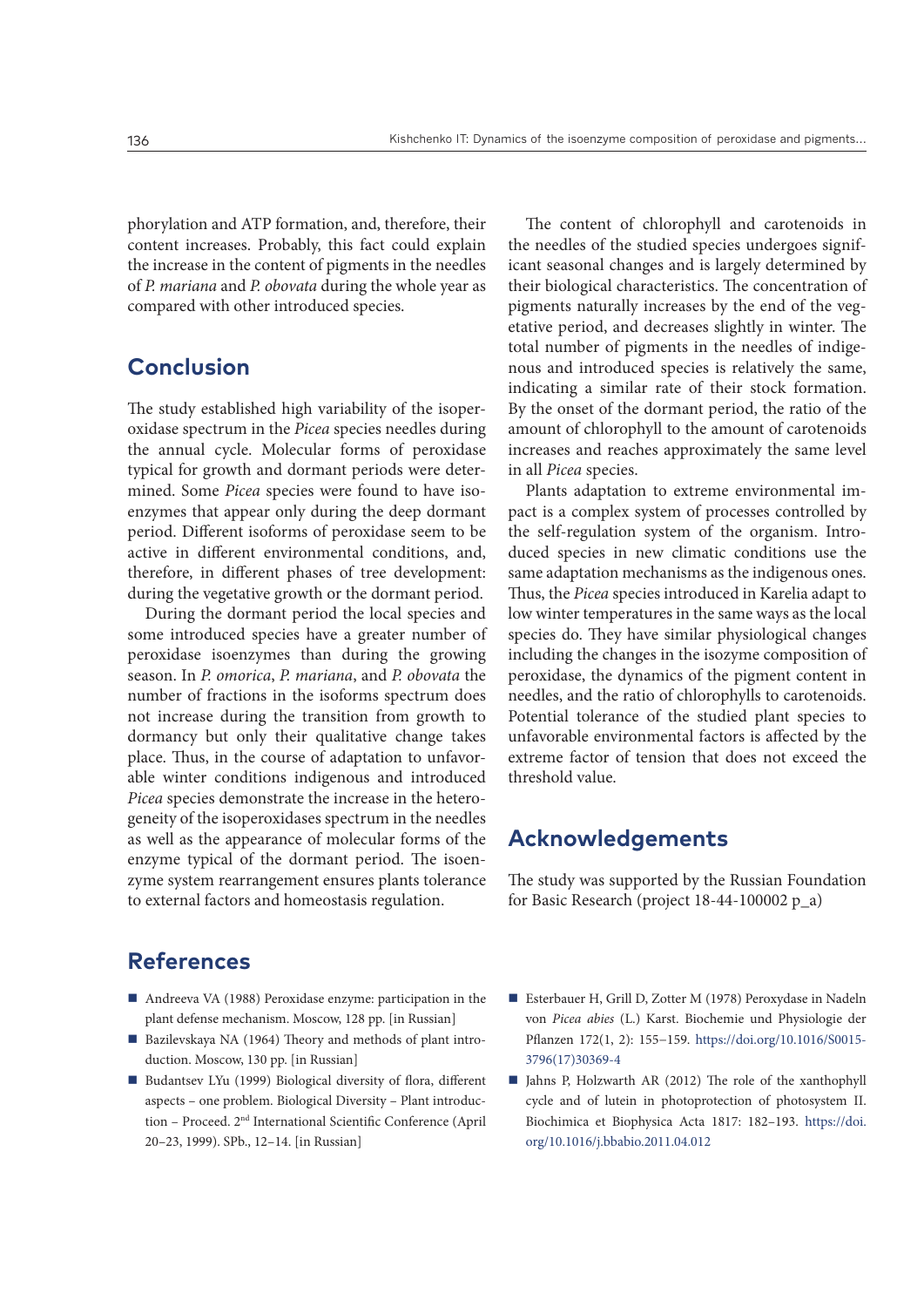phorylation and ATP formation, and, therefore, their content increases. Probably, this fact could explain the increase in the content of pigments in the needles of *P. mariana* and *P. obovata* during the whole year as compared with other introduced species.

## Conclusion

The study established high variability of the isoperoxidase spectrum in the *Picea* species needles during the annual cycle. Molecular forms of peroxidase typical for growth and dormant periods were determined. Some *Picea* species were found to have isoenzymes that appear only during the deep dormant period. Different isoforms of peroxidase seem to be active in different environmental conditions, and, therefore, in different phases of tree development: during the vegetative growth or the dormant period.

During the dormant period the local species and some introduced species have a greater number of peroxidase isoenzymes than during the growing season. In *P. omorica*, *P. mariana*, and *P. obovata* the number of fractions in the isoforms spectrum does not increase during the transition from growth to dormancy but only their qualitative change takes place. Thus, in the course of adaptation to unfavorable winter conditions indigenous and introduced *Picea* species demonstrate the increase in the heterogeneity of the isoperoxidases spectrum in the needles as well as the appearance of molecular forms of the enzyme typical of the dormant period. The isoenzyme system rearrangement ensures plants tolerance to external factors and homeostasis regulation.

The content of chlorophyll and carotenoids in the needles of the studied species undergoes significant seasonal changes and is largely determined by their biological characteristics. The concentration of pigments naturally increases by the end of the vegetative period, and decreases slightly in winter. The total number of pigments in the needles of indigenous and introduced species is relatively the same, indicating a similar rate of their stock formation. By the onset of the dormant period, the ratio of the amount of chlorophyll to the amount of carotenoids increases and reaches approximately the same level in all *Picea* species.

Plants adaptation to extreme environmental impact is a complex system of processes controlled by the self-regulation system of the organism. Introduced species in new climatic conditions use the same adaptation mechanisms as the indigenous ones. Thus, the *Picea* species introduced in Karelia adapt to low winter temperatures in the same ways as the local species do. They have similar physiological changes including the changes in the isozyme composition of peroxidase, the dynamics of the pigment content in needles, and the ratio of chlorophylls to carotenoids. Potential tolerance of the studied plant species to unfavorable environmental factors is affected by the extreme factor of tension that does not exceed the threshold value.

## Acknowledgements

The study was supported by the Russian Foundation for Basic Research (project 18-44-100002 p_a)

## References

- Andreeva VA (1988) Peroxidase enzyme: participation in the plant defense mechanism. Moscow, 128 pp. [in Russian]
- Bazilevskaya NA (1964) Theory and methods of plant introduction. Moscow, 130 pp. [in Russian]
- Budantsev LYu (1999) Biological diversity of flora, different aspects – one problem. Biological Diversity – Plant introduction – Proceed. 2nd International Scientific Conference (April 20–23, 1999). SPb., 12–14. [in Russian]
- Esterbauer H, Grill D, Zotter M (1978) Peroxydase in Nadeln von *Picea abies* (L.) Karst. Biochemie und Physiologie der Pflanzen 172(1, 2): 155–159. https://doi.org/10.1016/S0015-3796(17)30369-4
- Jahns P, Holzwarth AR (2012) The role of the xanthophyll cycle and of lutein in photoprotection of photosystem II. Biochimica et Biophysica Acta 1817: 182–193. https://doi.org/10.1016/j.bbabio.2011.04.012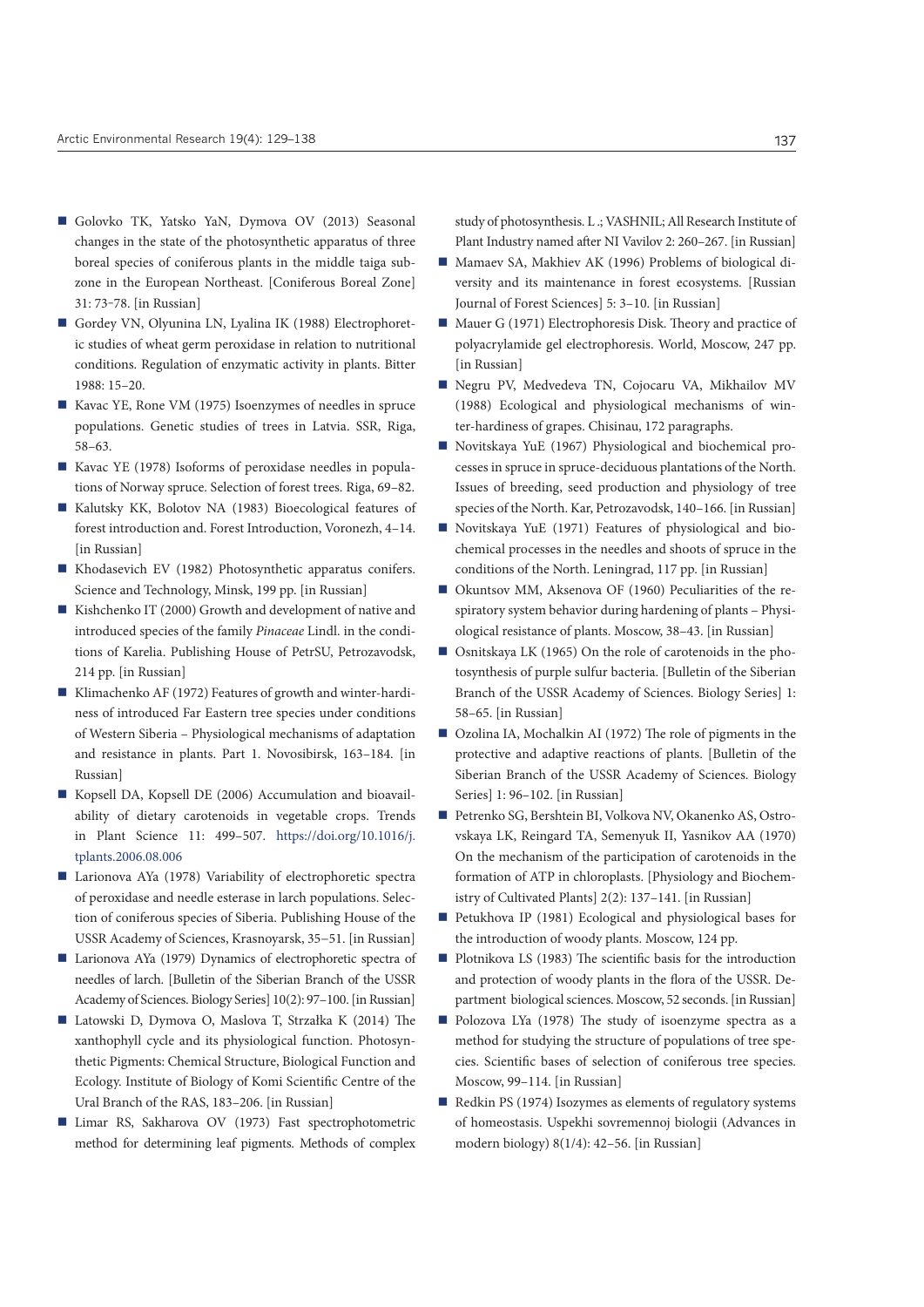- Golovko TK, Yatsko YaN, Dymova OV (2013) Seasonal changes in the state of the photosynthetic apparatus of three boreal species of coniferous plants in the middle taiga subzone in the European Northeast. [Coniferous Boreal Zone] 31: 73–78. [in Russian]
- Gordey VN, Olyunina LN, Lyalina IK (1988) Electrophoretic studies of wheat germ peroxidase in relation to nutritional conditions. Regulation of enzymatic activity in plants. Bitter 1988: 15–20.
- Kavac YE, Rone VM (1975) Isoenzymes of needles in spruce populations. Genetic studies of trees in Latvia. SSR, Riga, 58–63.
- Kavac YE (1978) Isoforms of peroxidase needles in populations of Norway spruce. Selection of forest trees. Riga, 69–82.
- Kalutsky KK, Bolotov NA (1983) Bioecological features of forest introduction and. Forest Introduction, Voronezh, 4–14. [in Russian]
- Khodasevich EV (1982) Photosynthetic apparatus conifers. Science and Technology, Minsk, 199 pp. [in Russian]
- Kishchenko IT (2000) Growth and development of native and introduced species of the family *Pinaceae* Lindl. in the conditions of Karelia. Publishing House of PetrSU, Petrozavodsk, 214 pp. [in Russian]
- Klimachenko AF (1972) Features of growth and winter-hardiness of introduced Far Eastern tree species under conditions of Western Siberia – Physiological mechanisms of adaptation and resistance in plants. Part 1. Novosibirsk, 163–184. [in Russian]
- Kopsell DA, Kopsell DE (2006) Accumulation and bioavailability of dietary carotenoids in vegetable crops. Trends in Plant Science 11: 499–507. https://doi.org/10.1016/j.tplants.2006.08.006
- Larionova AYa (1978) Variability of electrophoretic spectra of peroxidase and needle esterase in larch populations. Selection of coniferous species of Siberia. Publishing House of the USSR Academy of Sciences, Krasnoyarsk, 35–51. [in Russian]
- Larionova AYa (1979) Dynamics of electrophoretic spectra of needles of larch. [Bulletin of the Siberian Branch of the USSR Academy of Sciences. Biology Series] 10(2): 97–100. [in Russian]
- Latowski D, Dymova O, Maslova T, Strzałka K (2014) The xanthophyll cycle and its physiological function. Photosynthetic Pigments: Chemical Structure, Biological Function and Ecology. Institute of Biology of Komi Scientific Centre of the Ural Branch of the RAS, 183–206. [in Russian]
- Limar RS, Sakharova OV (1973) Fast spectrophotometric method for determining leaf pigments. Methods of complex study of photosynthesis. L .; VASHNIL; All Research Institute of Plant Industry named after NI Vavilov 2: 260–267. [in Russian]
- Mamaev SA, Makhiev AK (1996) Problems of biological diversity and its maintenance in forest ecosystems. [Russian Journal of Forest Sciences] 5: 3–10. [in Russian]
- Mauer G (1971) Electrophoresis Disk. Theory and practice of polyacrylamide gel electrophoresis. World, Moscow, 247 pp. [in Russian]
- Negru PV, Medvedeva TN, Cojocaru VA, Mikhailov MV (1988) Ecological and physiological mechanisms of winter-hardiness of grapes. Chisinau, 172 paragraphs.
- Novitskaya YuE (1967) Physiological and biochemical processes in spruce in spruce-deciduous plantations of the North. Issues of breeding, seed production and physiology of tree species of the North. Kar, Petrozavodsk, 140–166. [in Russian]
- Novitskaya YuE (1971) Features of physiological and biochemical processes in the needles and shoots of spruce in the conditions of the North. Leningrad, 117 pp. [in Russian]
- Okuntsov MM, Aksenova OF (1960) Peculiarities of the respiratory system behavior during hardening of plants – Physiological resistance of plants. Moscow, 38–43. [in Russian]
- Osnitskaya LK (1965) On the role of carotenoids in the photosynthesis of purple sulfur bacteria. [Bulletin of the Siberian Branch of the USSR Academy of Sciences. Biology Series] 1: 58–65. [in Russian]
- Ozolina IA, Mochalkin AI (1972) The role of pigments in the protective and adaptive reactions of plants. [Bulletin of the Siberian Branch of the USSR Academy of Sciences. Biology Series] 1: 96–102. [in Russian]
- Petrenko SG, Bershtein BI, Volkova NV, Okanenko AS, Ostrovskaya LK, Reingard TA, Semenyuk II, Yasnikov AA (1970) On the mechanism of the participation of carotenoids in the formation of ATP in chloroplasts. [Physiology and Biochemistry of Cultivated Plants] 2(2): 137–141. [in Russian]
- Petukhova IP (1981) Ecological and physiological bases for the introduction of woody plants. Moscow, 124 pp.
- Plotnikova LS (1983) The scientific basis for the introduction and protection of woody plants in the flora of the USSR. Department biological sciences. Moscow, 52 seconds. [in Russian]
- Polozova LYa (1978) The study of isoenzyme spectra as a method for studying the structure of populations of tree species. Scientific bases of selection of coniferous tree species. Moscow, 99–114. [in Russian]
- Redkin PS (1974) Isozymes as elements of regulatory systems of homeostasis. Uspekhi sovremennoj biologii (Advances in modern biology) 8(1/4): 42–56. [in Russian]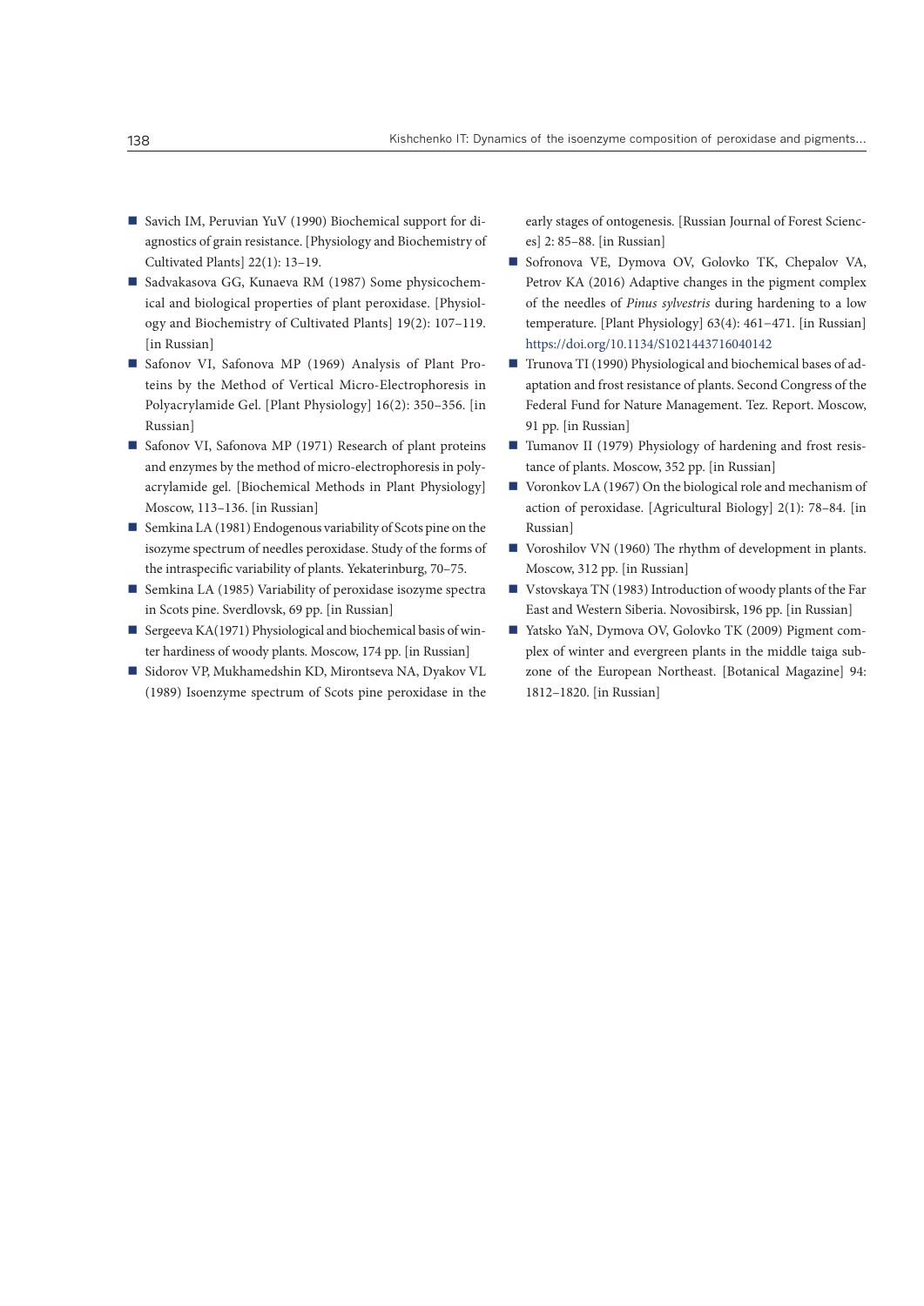- Savich IM, Peruvian YuV (1990) Biochemical support for diagnostics of grain resistance. [Physiology and Biochemistry of Cultivated Plants] 22(1): 13–19.
- Sadvakasova GG, Kunaeva RM (1987) Some physicochemical and biological properties of plant peroxidase. [Physiology and Biochemistry of Cultivated Plants] 19(2): 107–119. [in Russian]
- Safonov VI, Safonova MP (1969) Analysis of Plant Proteins by the Method of Vertical Micro-Electrophoresis in Polyacrylamide Gel. [Plant Physiology] 16(2): 350–356. [in Russian]
- Safonov VI, Safonova MP (1971) Research of plant proteins and enzymes by the method of micro-electrophoresis in polyacrylamide gel. [Biochemical Methods in Plant Physiology] Moscow, 113–136. [in Russian]
- Semkina LA (1981) Endogenous variability of Scots pine on the isozyme spectrum of needles peroxidase. Study of the forms of the intraspecific variability of plants. Yekaterinburg, 70–75.
- Semkina LA (1985) Variability of peroxidase isozyme spectra in Scots pine. Sverdlovsk, 69 pp. [in Russian]
- Sergeeva KA(1971) Physiological and biochemical basis of winter hardiness of woody plants. Moscow, 174 pp. [in Russian]
- Sidorov VP, Mukhamedshin KD, Mirontseva NA, Dyakov VL (1989) Isoenzyme spectrum of Scots pine peroxidase in the early stages of ontogenesis. [Russian Journal of Forest Sciences] 2: 85–88. [in Russian]
- Sofronova VE, Dymova OV, Golovko TK, Chepalov VA, Petrov KA (2016) Adaptive changes in the pigment complex of the needles of *Pinus sylvestris* during hardening to a low temperature. [Plant Physiology] 63(4): 461–471. [in Russian] https://doi.org/10.1134/S1021443716040142
- Trunova TI (1990) Physiological and biochemical bases of adaptation and frost resistance of plants. Second Congress of the Federal Fund for Nature Management. Tez. Report. Moscow, 91 pp. [in Russian]
- Tumanov II (1979) Physiology of hardening and frost resistance of plants. Moscow, 352 pp. [in Russian]
- Voronkov LA (1967) On the biological role and mechanism of action of peroxidase. [Agricultural Biology] 2(1): 78–84. [in Russian]
- Voroshilov VN (1960) The rhythm of development in plants. Moscow, 312 pp. [in Russian]
- Vstovskaya TN (1983) Introduction of woody plants of the Far East and Western Siberia. Novosibirsk, 196 pp. [in Russian]
- Yatsko YaN, Dymova OV, Golovko TK (2009) Pigment complex of winter and evergreen plants in the middle taiga subzone of the European Northeast. [Botanical Magazine] 94: 1812–1820. [in Russian]